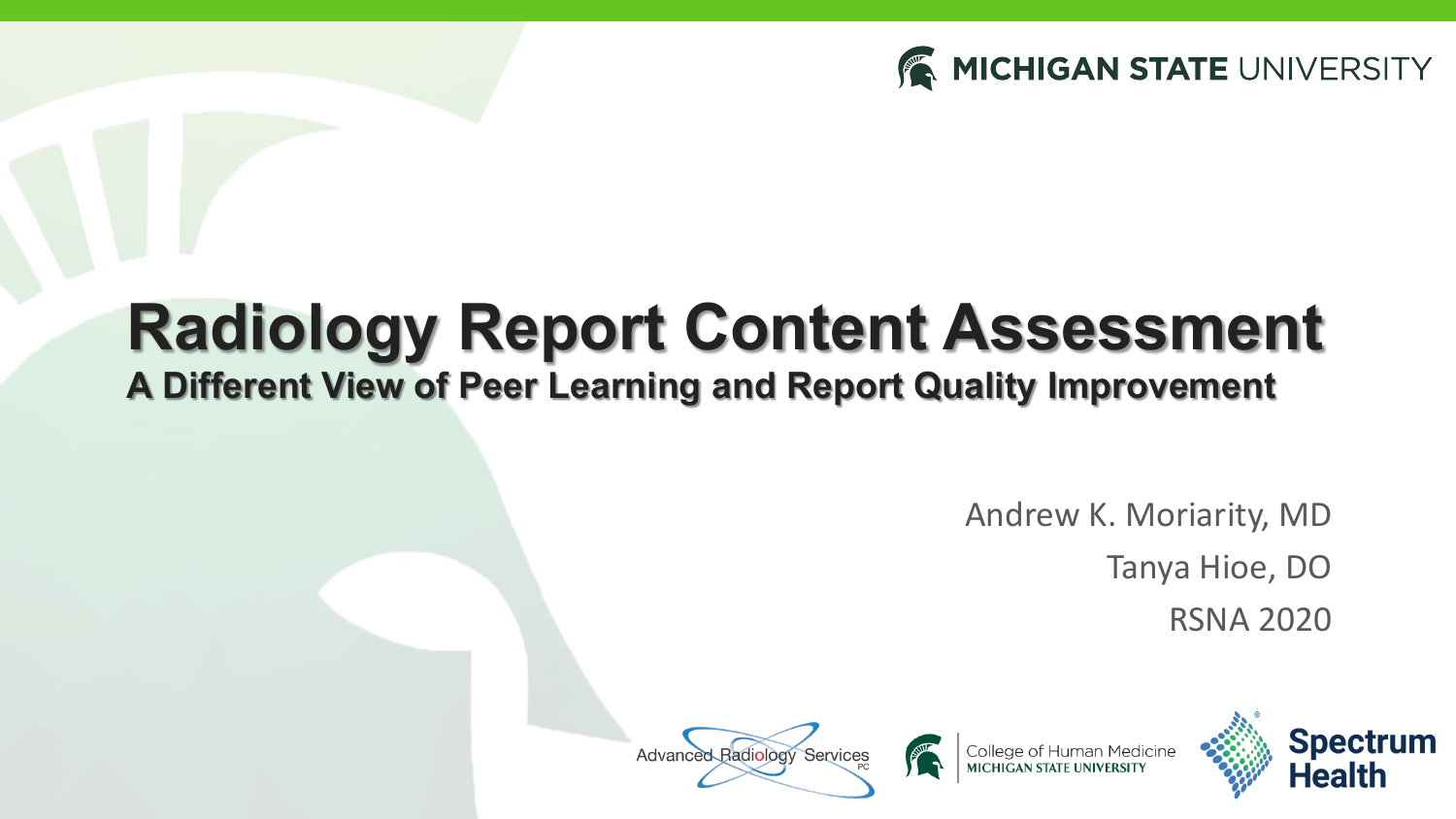MICHIGAN STATE UNIVERSITY

# Radiology Report Content Assessment

## A Different View of Peer Learning and Report Quality Improvement

Andrew K. Moriarity, MD

Tanya Hioe, DO

RSNA 2020

Advanced Radiology Services PC

College of Human Medicine MICHIGAN STATE UNIVERSITY

Spectrum Health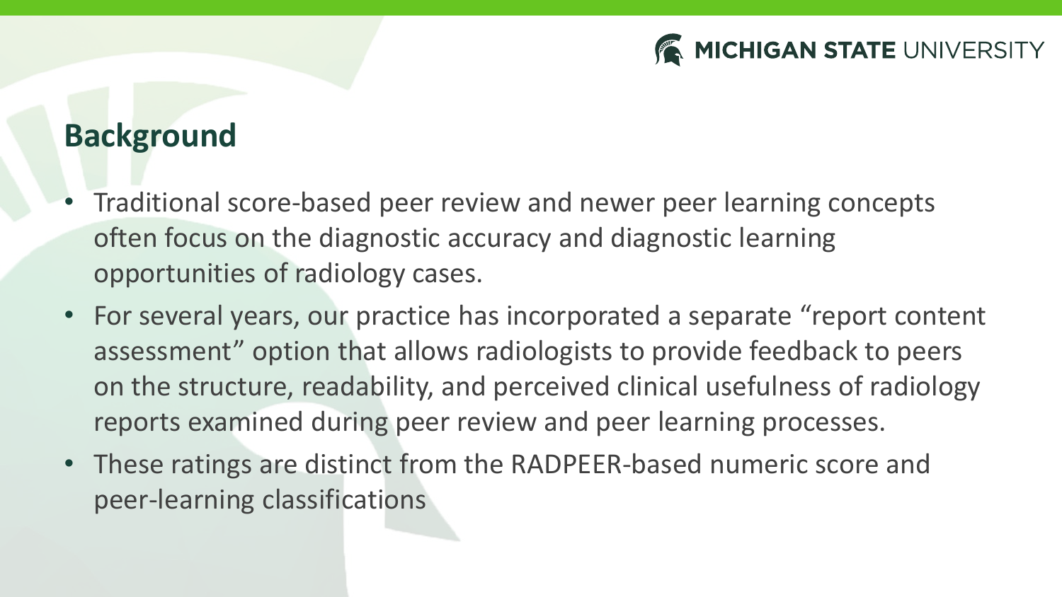## Background

- Traditional score-based peer review and newer peer learning concepts often focus on the diagnostic accuracy and diagnostic learning opportunities of radiology cases.
- For several years, our practice has incorporated a separate “report content assessment” option that allows radiologists to provide feedback to peers on the structure, readability, and perceived clinical usefulness of radiology reports examined during peer review and peer learning processes.
- These ratings are distinct from the RADPEER-based numeric score and peer-learning classifications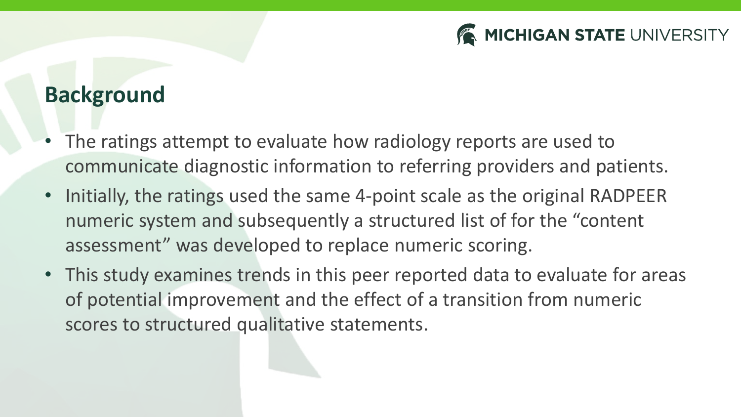## Background

- The ratings attempt to evaluate how radiology reports are used to communicate diagnostic information to referring providers and patients.
- Initially, the ratings used the same 4-point scale as the original RADPEER numeric system and subsequently a structured list of for the "content assessment" was developed to replace numeric scoring.
- This study examines trends in this peer reported data to evaluate for areas of potential improvement and the effect of a transition from numeric scores to structured qualitative statements.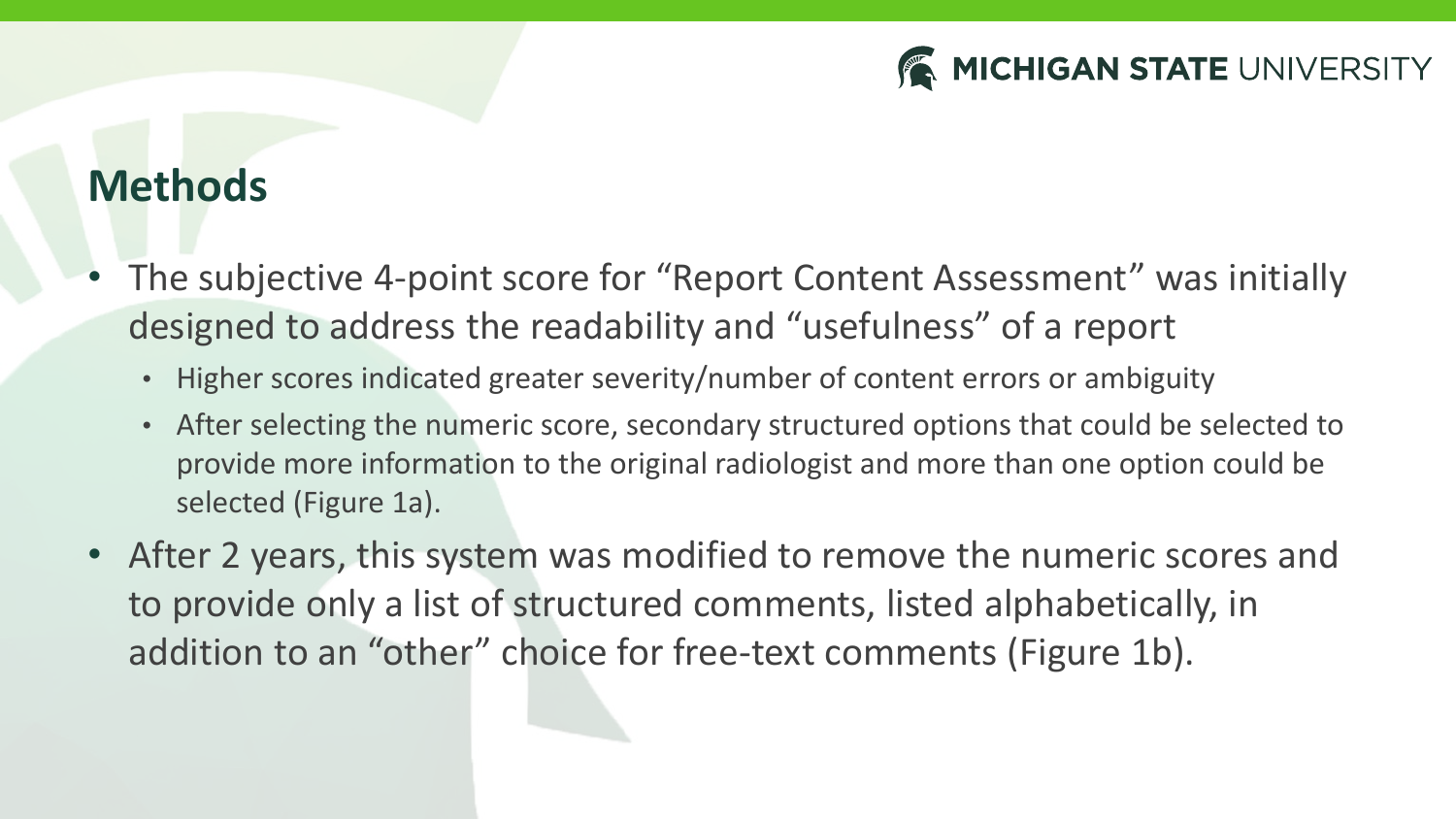## Methods

- The subjective 4-point score for "Report Content Assessment" was initially designed to address the readability and "usefulness" of a report
  - Higher scores indicated greater severity/number of content errors or ambiguity
  - After selecting the numeric score, secondary structured options that could be selected to provide more information to the original radiologist and more than one option could be selected (Figure 1a).
- After 2 years, this system was modified to remove the numeric scores and to provide only a list of structured comments, listed alphabetically, in addition to an "other" choice for free-text comments (Figure 1b).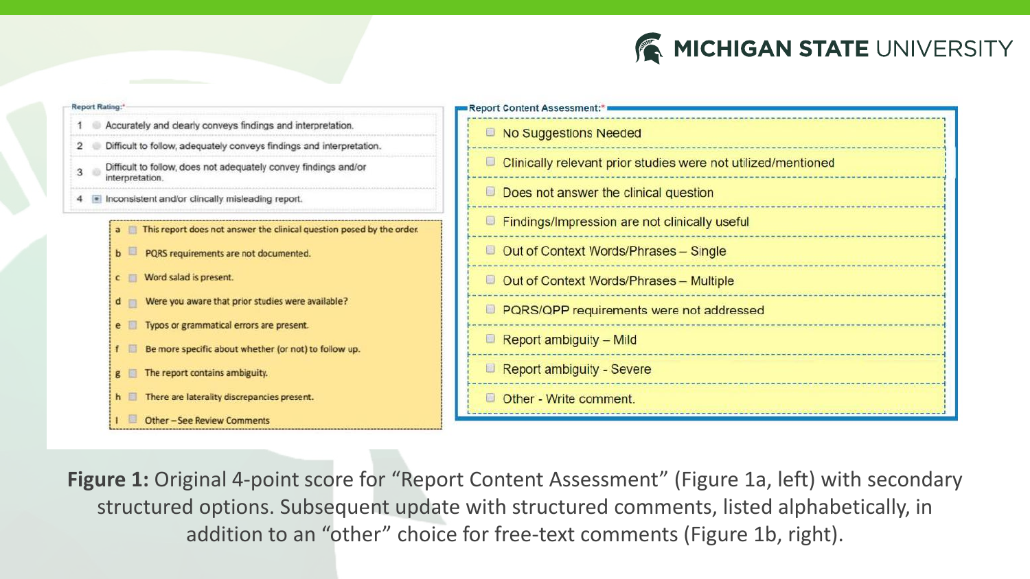**Report Rating:***

1. Accurately and clearly conveys findings and interpretation.
2. Difficult to follow, adequately conveys findings and interpretation.
3. Difficult to follow, does not adequately convey findings and/or interpretation.
4. Inconsistent and/or clincally misleading report.

- a. This report does not answer the clinical question posed by the order.
- b. PQRS requirements are not documented.
- c. Word salad is present.
- d. Were you aware that prior studies were available?
- e. Typos or grammatical errors are present.
- f. Be more specific about whether (or not) to follow up.
- g. The report contains ambiguity.
- h. There are laterality discrepancies present.
- i. Other – See Review Comments

**Report Content Assessment:***

- No Suggestions Needed
- Clinically relevant prior studies were not utilized/mentioned
- Does not answer the clinical question
- Findings/Impression are not clinically useful
- Out of Context Words/Phrases – Single
- Out of Context Words/Phrases – Multiple
- PQRS/QPP requirements were not addressed
- Report ambiguity – Mild
- Report ambiguity - Severe
- Other - Write comment.

**Figure 1:** Original 4-point score for "Report Content Assessment" (Figure 1a, left) with secondary structured options. Subsequent update with structured comments, listed alphabetically, in addition to an "other" choice for free-text comments (Figure 1b, right).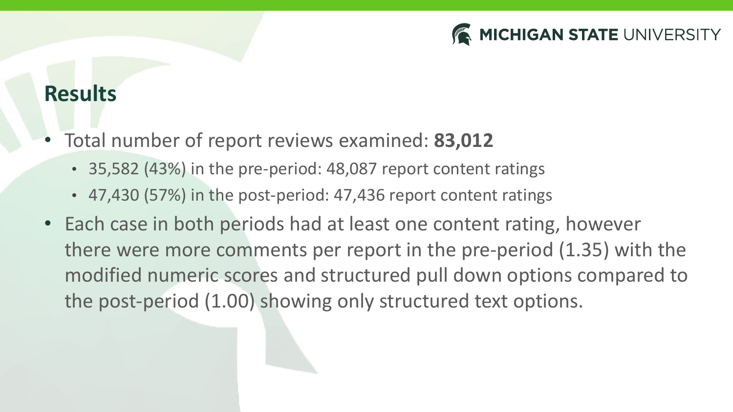## Results

- Total number of report reviews examined: **83,012**
  - 35,582 (43%) in the pre-period: 48,087 report content ratings
  - 47,430 (57%) in the post-period: 47,436 report content ratings
- Each case in both periods had at least one content rating, however there were more comments per report in the pre-period (1.35) with the modified numeric scores and structured pull down options compared to the post-period (1.00) showing only structured text options.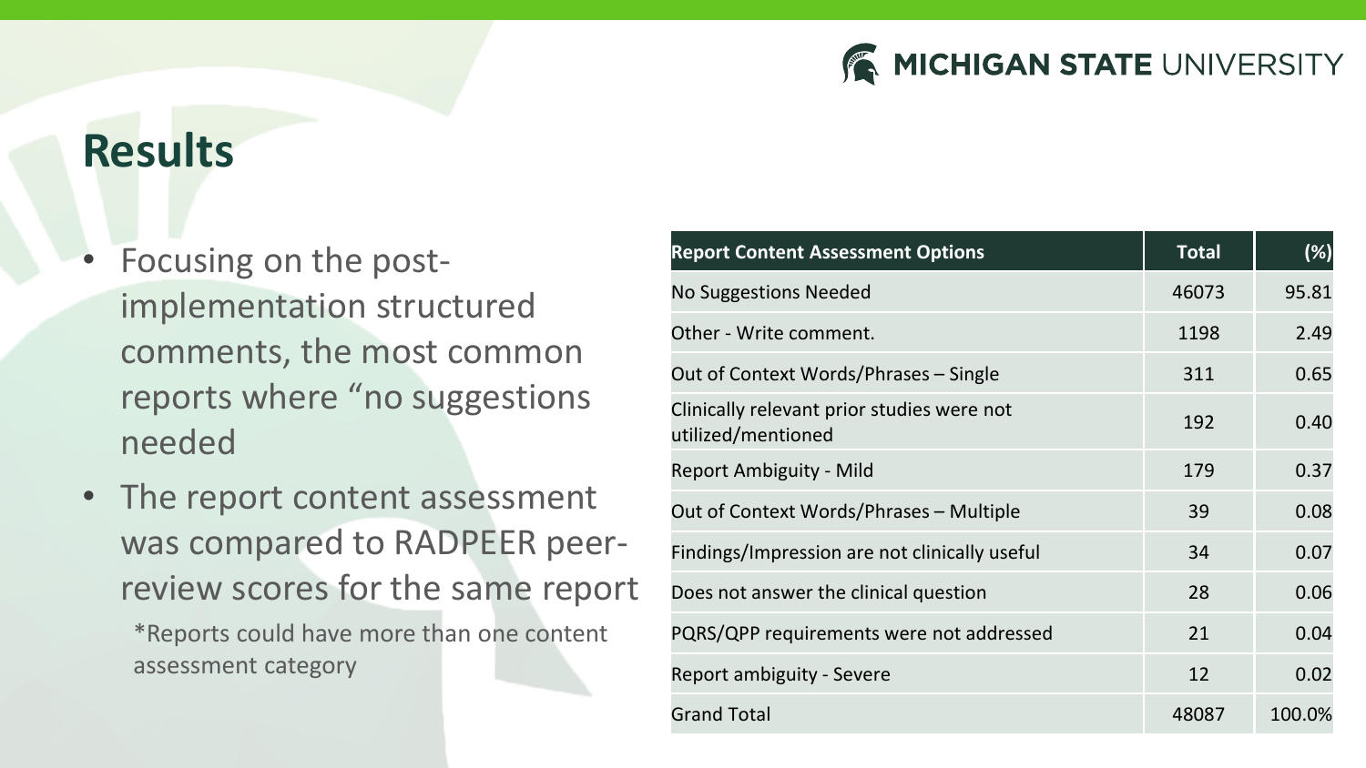# Results

- Focusing on the post-implementation structured comments, the most common reports where "no suggestions needed
- The report content assessment was compared to RADPEER peer-review scores for the same report

  *Reports could have more than one content assessment category

| Report Content Assessment Options | Total | (%) |
|---|---|---|
| No Suggestions Needed | 46073 | 95.81 |
| Other - Write comment. | 1198 | 2.49 |
| Out of Context Words/Phrases – Single | 311 | 0.65 |
| Clinically relevant prior studies were not utilized/mentioned | 192 | 0.40 |
| Report Ambiguity - Mild | 179 | 0.37 |
| Out of Context Words/Phrases – Multiple | 39 | 0.08 |
| Findings/Impression are not clinically useful | 34 | 0.07 |
| Does not answer the clinical question | 28 | 0.06 |
| PQRS/QPP requirements were not addressed | 21 | 0.04 |
| Report ambiguity - Severe | 12 | 0.02 |
| Grand Total | 48087 | 100.0% |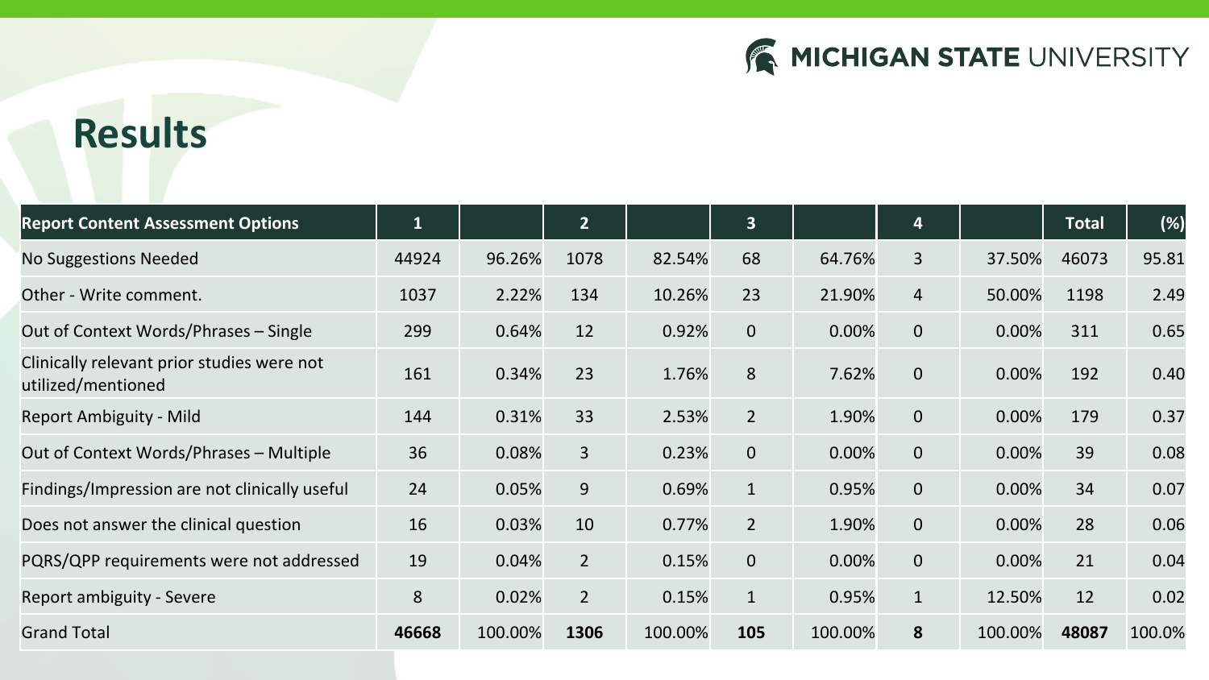# Results

| Report Content Assessment Options | 1 | | 2 | | 3 | | 4 | | Total | (%) |
|---|---|---|---|---|---|---|---|---|---|---|
| No Suggestions Needed | 44924 | 96.26% | 1078 | 82.54% | 68 | 64.76% | 3 | 37.50% | 46073 | 95.81 |
| Other - Write comment. | 1037 | 2.22% | 134 | 10.26% | 23 | 21.90% | 4 | 50.00% | 1198 | 2.49 |
| Out of Context Words/Phrases – Single | 299 | 0.64% | 12 | 0.92% | 0 | 0.00% | 0 | 0.00% | 311 | 0.65 |
| Clinically relevant prior studies were not utilized/mentioned | 161 | 0.34% | 23 | 1.76% | 8 | 7.62% | 0 | 0.00% | 192 | 0.40 |
| Report Ambiguity - Mild | 144 | 0.31% | 33 | 2.53% | 2 | 1.90% | 0 | 0.00% | 179 | 0.37 |
| Out of Context Words/Phrases – Multiple | 36 | 0.08% | 3 | 0.23% | 0 | 0.00% | 0 | 0.00% | 39 | 0.08 |
| Findings/Impression are not clinically useful | 24 | 0.05% | 9 | 0.69% | 1 | 0.95% | 0 | 0.00% | 34 | 0.07 |
| Does not answer the clinical question | 16 | 0.03% | 10 | 0.77% | 2 | 1.90% | 0 | 0.00% | 28 | 0.06 |
| PQRS/QPP requirements were not addressed | 19 | 0.04% | 2 | 0.15% | 0 | 0.00% | 0 | 0.00% | 21 | 0.04 |
| Report ambiguity - Severe | 8 | 0.02% | 2 | 0.15% | 1 | 0.95% | 1 | 12.50% | 12 | 0.02 |
| Grand Total | **46668** | 100.00% | **1306** | 100.00% | **105** | 100.00% | **8** | 100.00% | **48087** | 100.0% |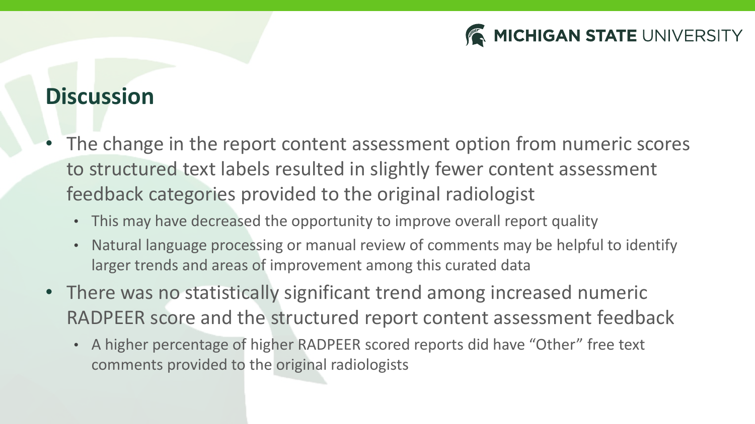## Discussion

- The change in the report content assessment option from numeric scores to structured text labels resulted in slightly fewer content assessment feedback categories provided to the original radiologist
  - This may have decreased the opportunity to improve overall report quality
  - Natural language processing or manual review of comments may be helpful to identify larger trends and areas of improvement among this curated data
- There was no statistically significant trend among increased numeric RADPEER score and the structured report content assessment feedback
  - A higher percentage of higher RADPEER scored reports did have "Other" free text comments provided to the original radiologists